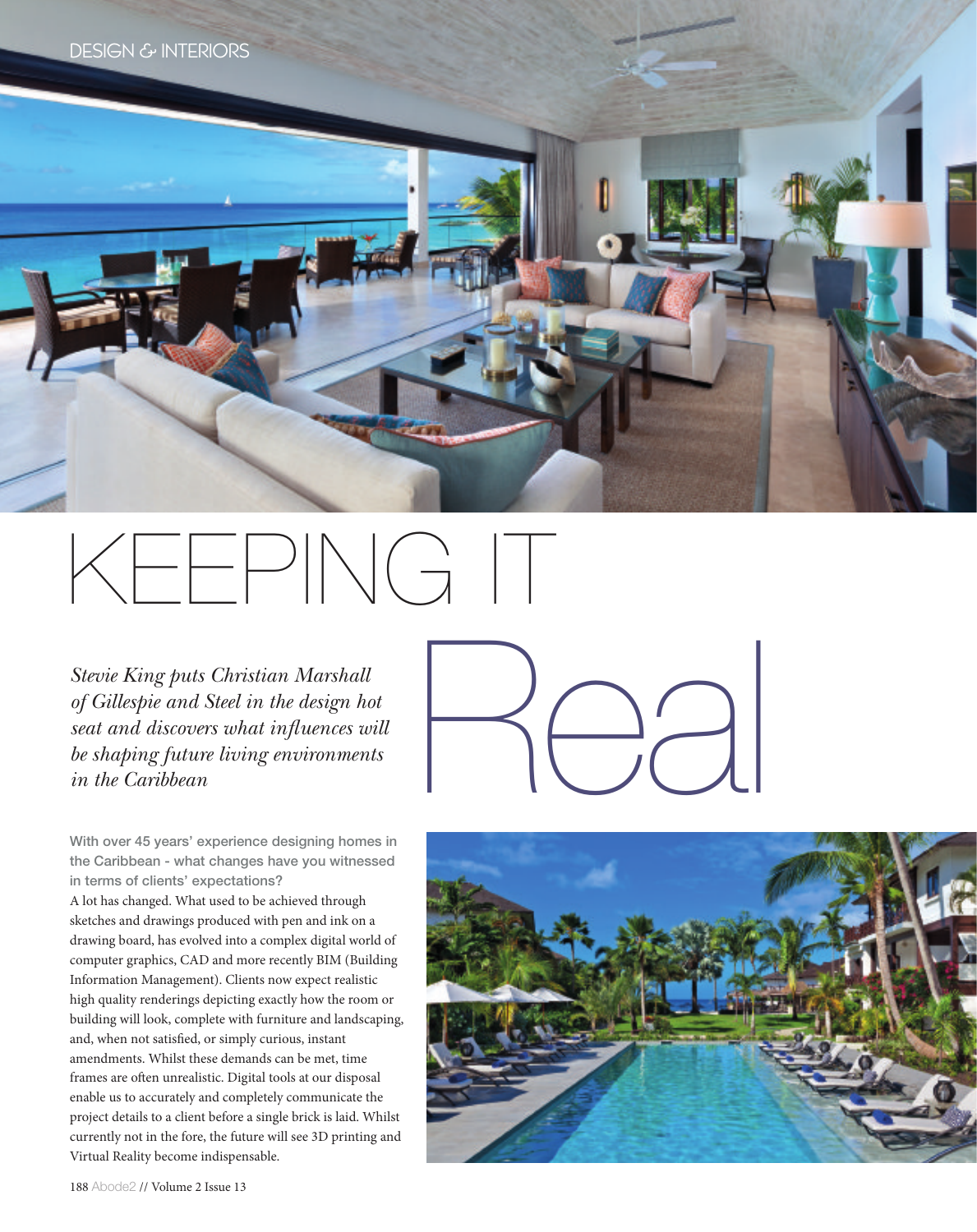# KEEPING IT Real

*Stevie King puts Christian Marshall of Gillespie and Steel in the design hot seat and discovers what influences will be shaping future living environments in the Caribbean*

**With over 45 years' experience designing homes in the Caribbean - what changes have you witnessed in terms of clients' expectations?**

A lot has changed. What used to be achieved through sketches and drawings produced with pen and ink on a drawing board, has evolved into a complex digital world of computer graphics, CAD and more recently BIM (Building Information Management). Clients now expect realistic high quality renderings depicting exactly how the room or building will look, complete with furniture and landscaping, and, when not satisfied, or simply curious, instant amendments. Whilst these demands can be met, time frames are often unrealistic. Digital tools at our disposal enable us to accurately and completely communicate the project details to a client before a single brick is laid. Whilst currently not in the fore, the future will see 3D printing and Virtual Reality become indispensable.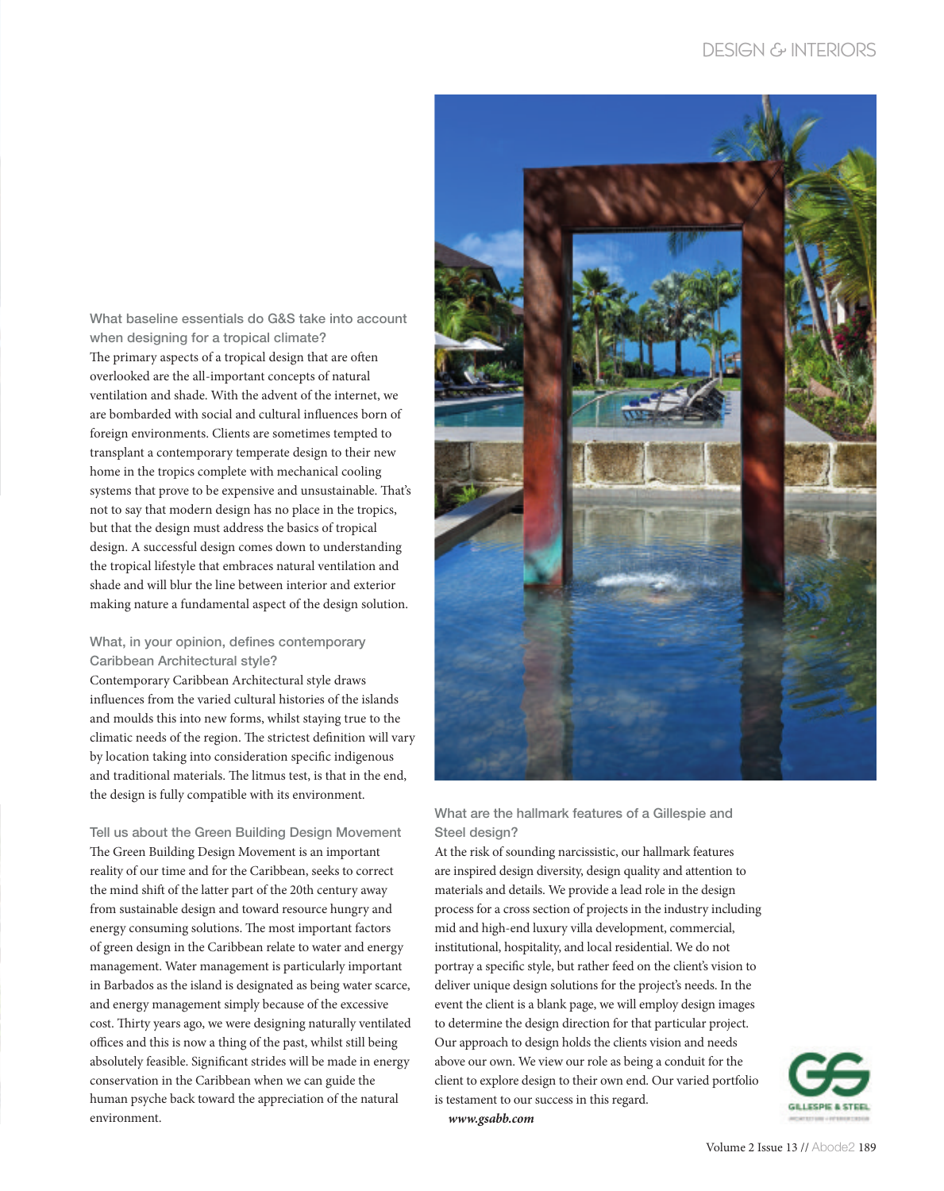**What baseline essentials do G&S take into account when designing for a tropical climate?**

The primary aspects of a tropical design that are often overlooked are the all-important concepts of natural ventilation and shade. With the advent of the internet, we are bombarded with social and cultural influences born of foreign environments. Clients are sometimes tempted to transplant a contemporary temperate design to their new home in the tropics complete with mechanical cooling systems that prove to be expensive and unsustainable. That's not to say that modern design has no place in the tropics, but that the design must address the basics of tropical design. A successful design comes down to understanding the tropical lifestyle that embraces natural ventilation and shade and will blur the line between interior and exterior making nature a fundamental aspect of the design solution.

**What, in your opinion, defines contemporary Caribbean Architectural style?**

Contemporary Caribbean Architectural style draws influences from the varied cultural histories of the islands and moulds this into new forms, whilst staying true to the climatic needs of the region. The strictest definition will vary by location taking into consideration specific indigenous and traditional materials. The litmus test, is that in the end, the design is fully compatible with its environment.

**Tell us about the Green Building Design Movement**

The Green Building Design Movement is an important reality of our time and for the Caribbean, seeks to correct the mind shift of the latter part of the 20th century away from sustainable design and toward resource hungry and energy consuming solutions. The most important factors of green design in the Caribbean relate to water and energy management. Water management is particularly important in Barbados as the island is designated as being water scarce, and energy management simply because of the excessive cost. Thirty years ago, we were designing naturally ventilated offices and this is now a thing of the past, whilst still being absolutely feasible. Significant strides will be made in energy conservation in the Caribbean when we can guide the human psyche back toward the appreciation of the natural environment.

**What are the hallmark features of a Gillespie and Steel design?**

At the risk of sounding narcissistic, our hallmark features are inspired design diversity, design quality and attention to materials and details. We provide a lead role in the design process for a cross section of projects in the industry including mid and high-end luxury villa development, commercial, institutional, hospitality, and local residential. We do not portray a specific style, but rather feed on the client's vision to deliver unique design solutions for the project's needs. In the event the client is a blank page, we will employ design images to determine the design direction for that particular project. Our approach to design holds the clients vision and needs above our own. We view our role as being a conduit for the client to explore design to their own end. Our varied portfolio is testament to our success in this regard.

***www.gsabb.com***